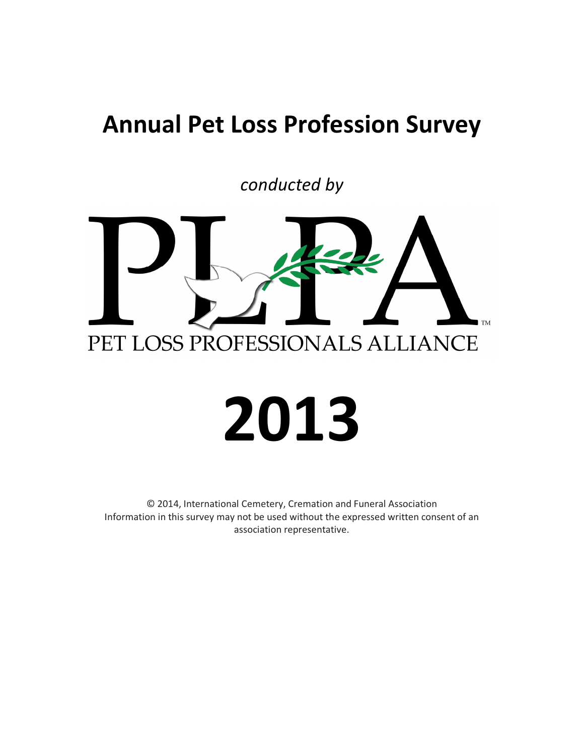# Annual Pet Loss Profession Survey

*conducted by*

PLPA™

PET LOSS PROFESSIONALS ALLIANCE

# 2013

© 2014, International Cemetery, Cremation and Funeral Association
Information in this survey may not be used without the expressed written consent of an association representative.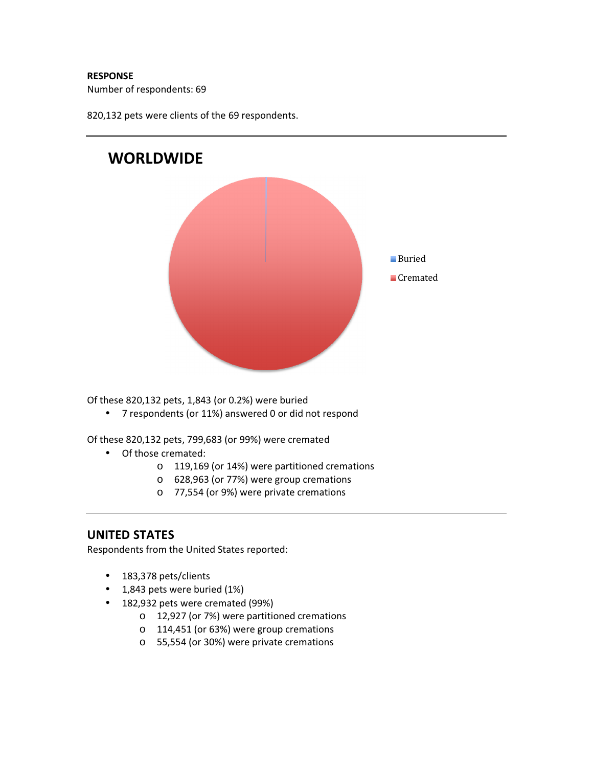**RESPONSE**

Number of respondents: 69

820,132 pets were clients of the 69 respondents.

---

## WORLDWIDE

Buried

Cremated

Of these 820,132 pets, 1,843 (or 0.2%) were buried

- 7 respondents (or 11%) answered 0 or did not respond

Of these 820,132 pets, 799,683 (or 99%) were cremated

- Of those cremated:
  - 119,169 (or 14%) were partitioned cremations
  - 628,963 (or 77%) were group cremations
  - 77,554 (or 9%) were private cremations

---

## UNITED STATES

Respondents from the United States reported:

- 183,378 pets/clients
- 1,843 pets were buried (1%)
- 182,932 pets were cremated (99%)
  - 12,927 (or 7%) were partitioned cremations
  - 114,451 (or 63%) were group cremations
  - 55,554 (or 30%) were private cremations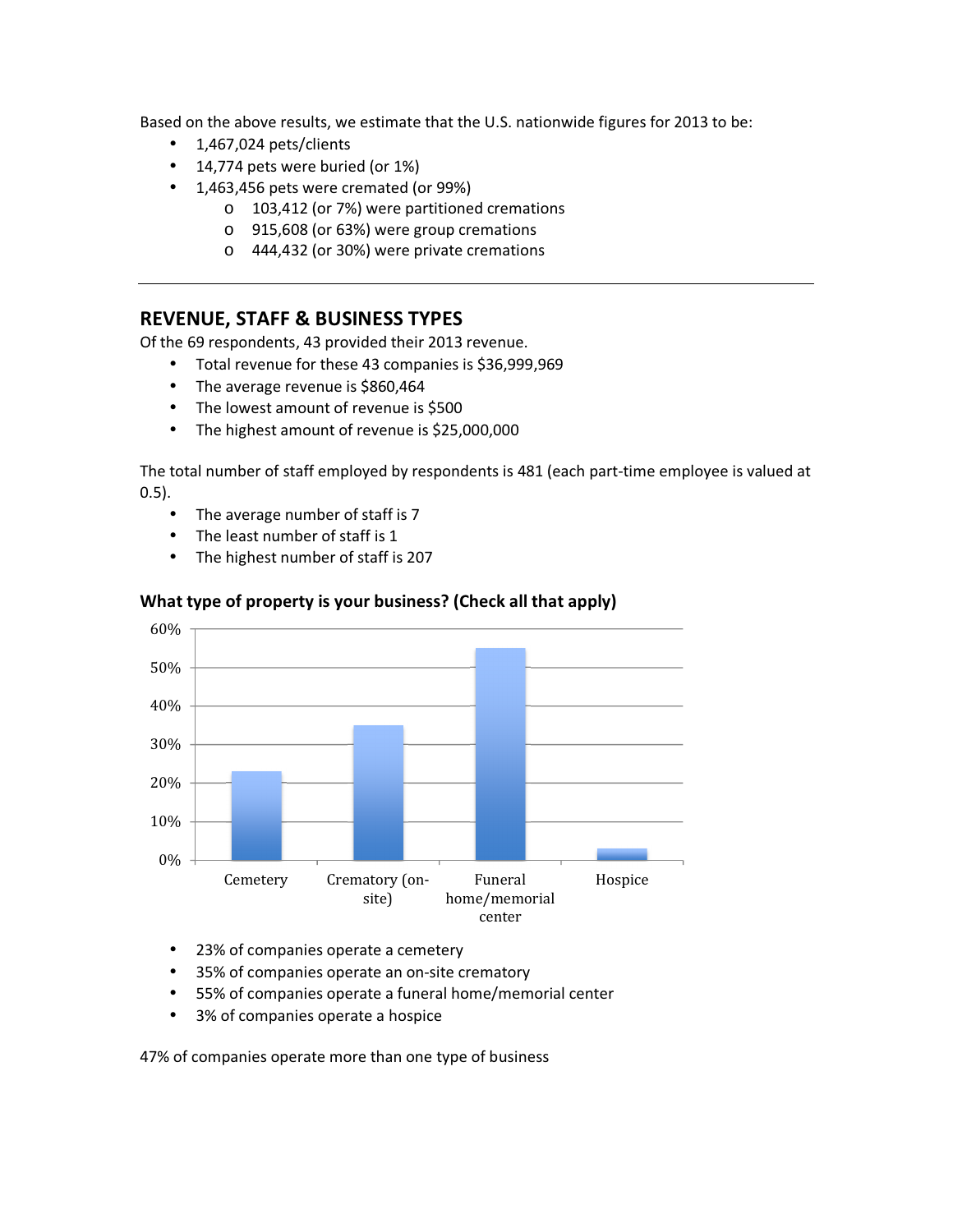Based on the above results, we estimate that the U.S. nationwide figures for 2013 to be:

- 1,467,024 pets/clients
- 14,774 pets were buried (or 1%)
- 1,463,456 pets were cremated (or 99%)
  - 103,412 (or 7%) were partitioned cremations
  - 915,608 (or 63%) were group cremations
  - 444,432 (or 30%) were private cremations

---

## REVENUE, STAFF & BUSINESS TYPES

Of the 69 respondents, 43 provided their 2013 revenue.

- Total revenue for these 43 companies is $36,999,969
- The average revenue is $860,464
- The lowest amount of revenue is $500
- The highest amount of revenue is $25,000,000

The total number of staff employed by respondents is 481 (each part-time employee is valued at 0.5).

- The average number of staff is 7
- The least number of staff is 1
- The highest number of staff is 207

### What type of property is your business? (Check all that apply)

| Property type | Percentage |
|---|---|
| Cemetery | 23% |
| Crematory (on-site) | 35% |
| Funeral home/memorial center | 55% |
| Hospice | 3% |

- 23% of companies operate a cemetery
- 35% of companies operate an on-site crematory
- 55% of companies operate a funeral home/memorial center
- 3% of companies operate a hospice

47% of companies operate more than one type of business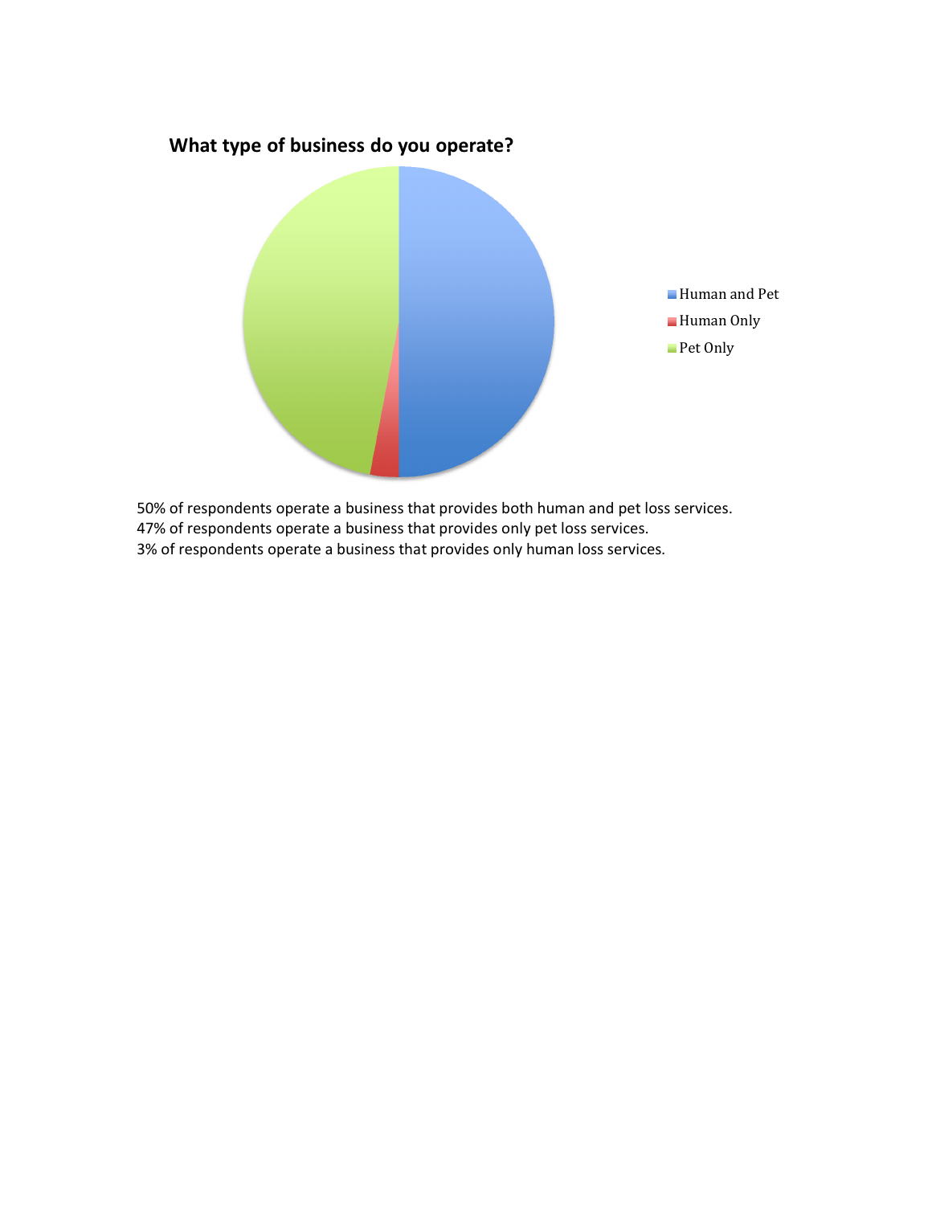**What type of business do you operate?**

Human and Pet
Human Only
Pet Only

50% of respondents operate a business that provides both human and pet loss services.
47% of respondents operate a business that provides only pet loss services.
3% of respondents operate a business that provides only human loss services.